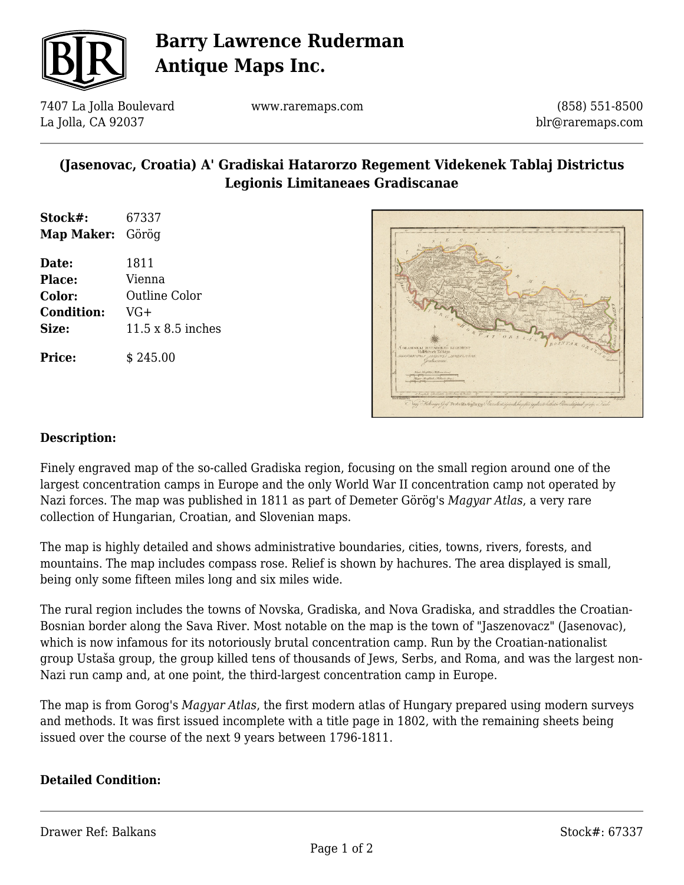# Barry Lawrence Ruderman Antique Maps Inc.

7407 La Jolla Boulevard
La Jolla, CA 92037

www.raremaps.com

(858) 551-8500
blr@raremaps.com

## (Jasenovac, Croatia) A' Gradiskai Hatarorzo Regement Videkenek Tablaj Districtus Legionis Limitaneaes Gradiscanae

| | |
|---|---|
| **Stock#:** | 67337 |
| **Map Maker:** | Görög |
| **Date:** | 1811 |
| **Place:** | Vienna |
| **Color:** | Outline Color |
| **Condition:** | VG+ |
| **Size:** | 11.5 x 8.5 inches |
| **Price:** | $ 245.00 |

### Description:

Finely engraved map of the so-called Gradiska region, focusing on the small region around one of the largest concentration camps in Europe and the only World War II concentration camp not operated by Nazi forces. The map was published in 1811 as part of Demeter Görög's *Magyar Atlas*, a very rare collection of Hungarian, Croatian, and Slovenian maps.

The map is highly detailed and shows administrative boundaries, cities, towns, rivers, forests, and mountains. The map includes compass rose. Relief is shown by hachures. The area displayed is small, being only some fifteen miles long and six miles wide.

The rural region includes the towns of Novska, Gradiska, and Nova Gradiska, and straddles the Croatian-Bosnian border along the Sava River. Most notable on the map is the town of "Jaszenovacz" (Jasenovac), which is now infamous for its notoriously brutal concentration camp. Run by the Croatian-nationalist group Ustaša group, the group killed tens of thousands of Jews, Serbs, and Roma, and was the largest non-Nazi run camp and, at one point, the third-largest concentration camp in Europe.

The map is from Gorog's *Magyar Atlas*, the first modern atlas of Hungary prepared using modern surveys and methods. It was first issued incomplete with a title page in 1802, with the remaining sheets being issued over the course of the next 9 years between 1796-1811.

### Detailed Condition:

Drawer Ref: Balkans

Stock#: 67337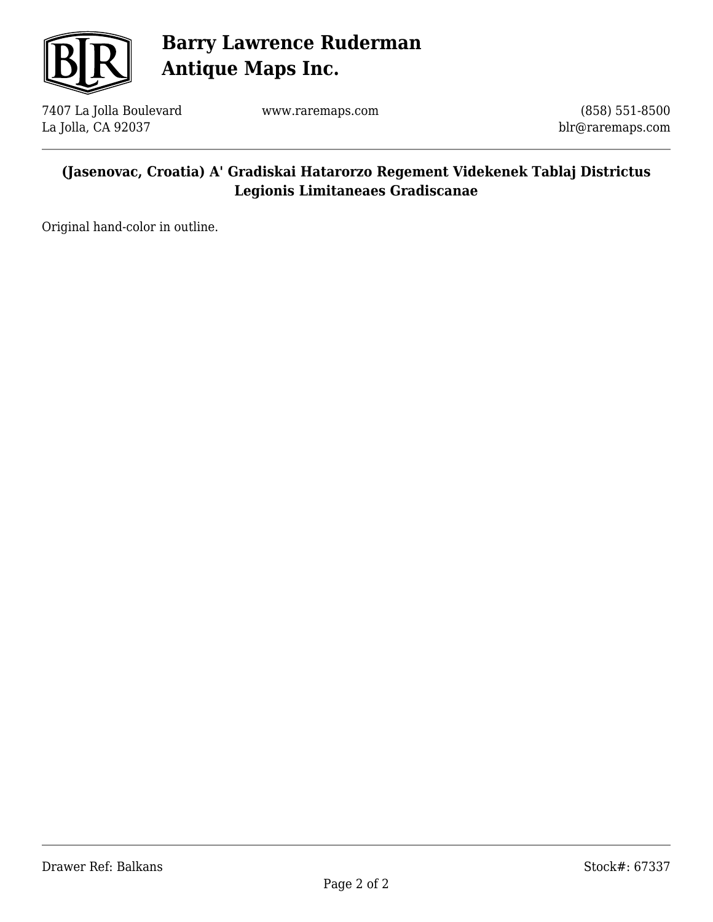**(Jasenovac, Croatia) A' Gradiskai Hatarorzo Regement Videkenek Tablaj Districtus Legionis Limitaneaes Gradiscanae**

Original hand-color in outline.